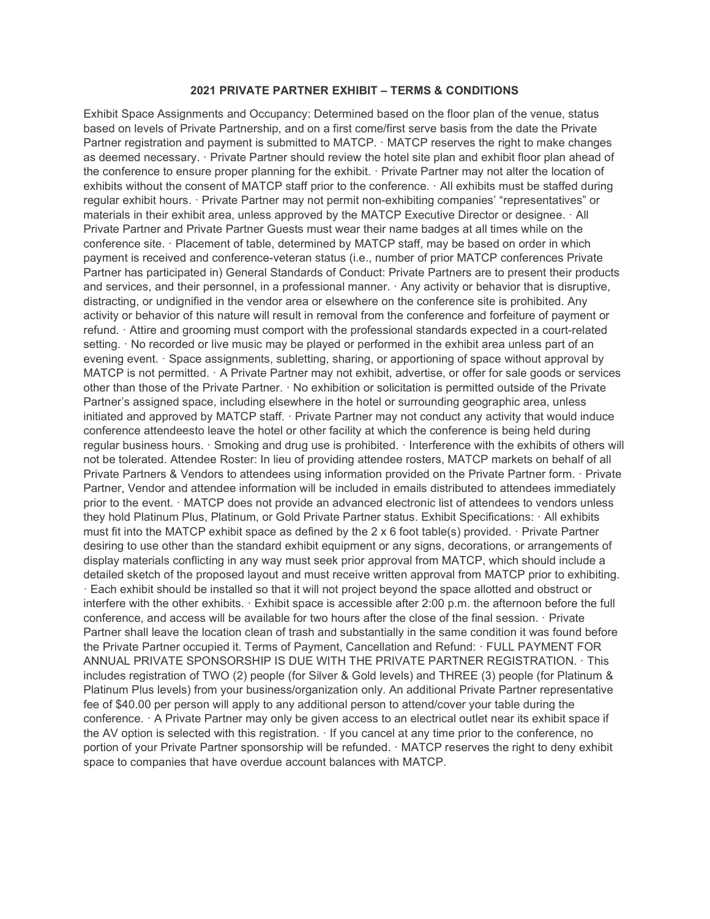**2021 PRIVATE PARTNER EXHIBIT – TERMS & CONDITIONS**

Exhibit Space Assignments and Occupancy: Determined based on the floor plan of the venue, status based on levels of Private Partnership, and on a first come/first serve basis from the date the Private Partner registration and payment is submitted to MATCP. · MATCP reserves the right to make changes as deemed necessary. · Private Partner should review the hotel site plan and exhibit floor plan ahead of the conference to ensure proper planning for the exhibit. · Private Partner may not alter the location of exhibits without the consent of MATCP staff prior to the conference. · All exhibits must be staffed during regular exhibit hours. · Private Partner may not permit non-exhibiting companies' "representatives" or materials in their exhibit area, unless approved by the MATCP Executive Director or designee. · All Private Partner and Private Partner Guests must wear their name badges at all times while on the conference site. · Placement of table, determined by MATCP staff, may be based on order in which payment is received and conference-veteran status (i.e., number of prior MATCP conferences Private Partner has participated in) General Standards of Conduct: Private Partners are to present their products and services, and their personnel, in a professional manner. · Any activity or behavior that is disruptive, distracting, or undignified in the vendor area or elsewhere on the conference site is prohibited. Any activity or behavior of this nature will result in removal from the conference and forfeiture of payment or refund. · Attire and grooming must comport with the professional standards expected in a court-related setting. · No recorded or live music may be played or performed in the exhibit area unless part of an evening event. · Space assignments, subletting, sharing, or apportioning of space without approval by MATCP is not permitted. · A Private Partner may not exhibit, advertise, or offer for sale goods or services other than those of the Private Partner. · No exhibition or solicitation is permitted outside of the Private Partner's assigned space, including elsewhere in the hotel or surrounding geographic area, unless initiated and approved by MATCP staff. · Private Partner may not conduct any activity that would induce conference attendeesto leave the hotel or other facility at which the conference is being held during regular business hours. · Smoking and drug use is prohibited. · Interference with the exhibits of others will not be tolerated. Attendee Roster: In lieu of providing attendee rosters, MATCP markets on behalf of all Private Partners & Vendors to attendees using information provided on the Private Partner form. · Private Partner, Vendor and attendee information will be included in emails distributed to attendees immediately prior to the event. · MATCP does not provide an advanced electronic list of attendees to vendors unless they hold Platinum Plus, Platinum, or Gold Private Partner status. Exhibit Specifications: · All exhibits must fit into the MATCP exhibit space as defined by the 2 x 6 foot table(s) provided. · Private Partner desiring to use other than the standard exhibit equipment or any signs, decorations, or arrangements of display materials conflicting in any way must seek prior approval from MATCP, which should include a detailed sketch of the proposed layout and must receive written approval from MATCP prior to exhibiting. · Each exhibit should be installed so that it will not project beyond the space allotted and obstruct or interfere with the other exhibits. · Exhibit space is accessible after 2:00 p.m. the afternoon before the full conference, and access will be available for two hours after the close of the final session. · Private Partner shall leave the location clean of trash and substantially in the same condition it was found before the Private Partner occupied it. Terms of Payment, Cancellation and Refund: · FULL PAYMENT FOR ANNUAL PRIVATE SPONSORSHIP IS DUE WITH THE PRIVATE PARTNER REGISTRATION. · This includes registration of TWO (2) people (for Silver & Gold levels) and THREE (3) people (for Platinum & Platinum Plus levels) from your business/organization only. An additional Private Partner representative fee of $40.00 per person will apply to any additional person to attend/cover your table during the conference. · A Private Partner may only be given access to an electrical outlet near its exhibit space if the AV option is selected with this registration. · If you cancel at any time prior to the conference, no portion of your Private Partner sponsorship will be refunded. · MATCP reserves the right to deny exhibit space to companies that have overdue account balances with MATCP.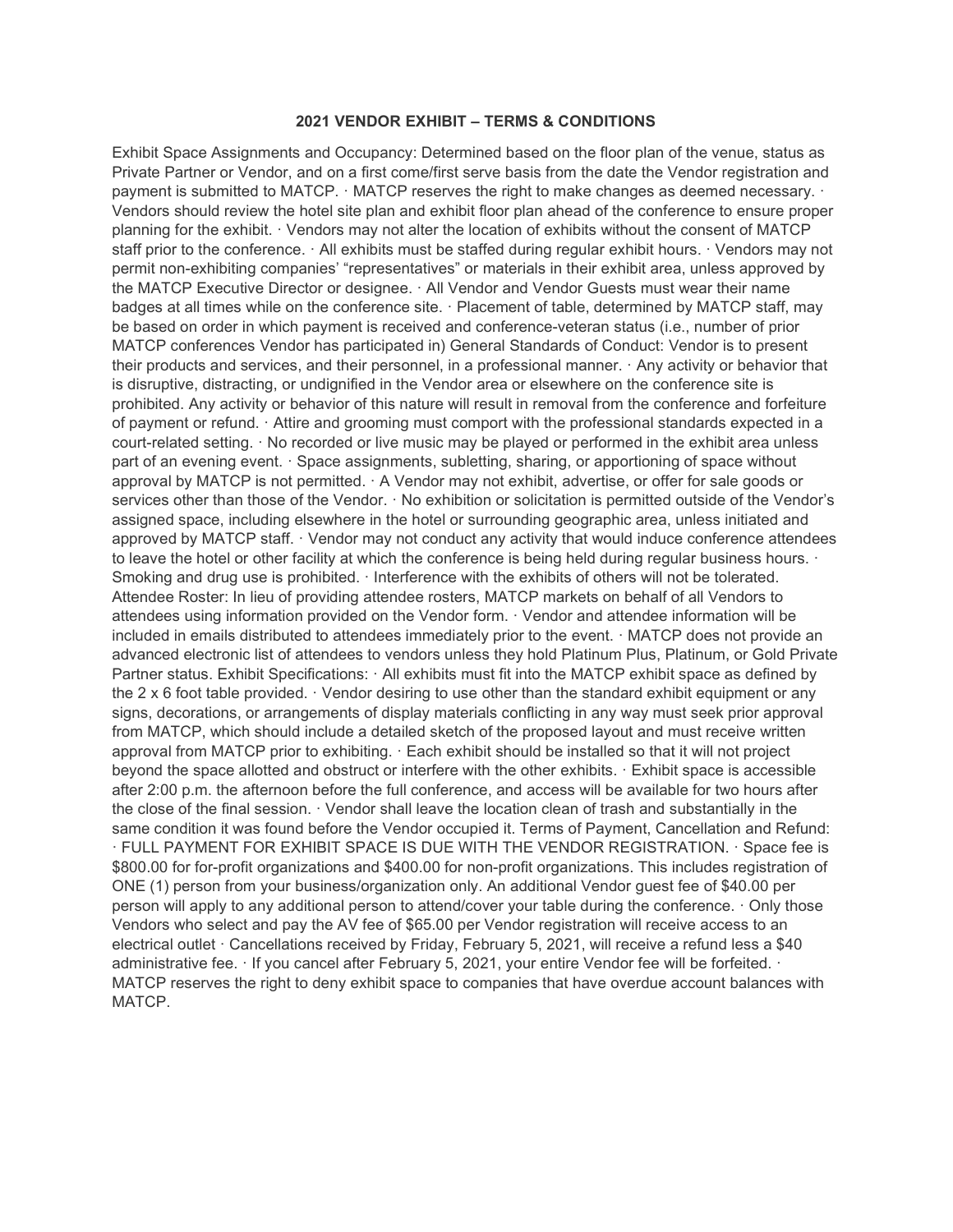**2021 VENDOR EXHIBIT – TERMS & CONDITIONS**

Exhibit Space Assignments and Occupancy: Determined based on the floor plan of the venue, status as Private Partner or Vendor, and on a first come/first serve basis from the date the Vendor registration and payment is submitted to MATCP. · MATCP reserves the right to make changes as deemed necessary. · Vendors should review the hotel site plan and exhibit floor plan ahead of the conference to ensure proper planning for the exhibit. · Vendors may not alter the location of exhibits without the consent of MATCP staff prior to the conference. · All exhibits must be staffed during regular exhibit hours. · Vendors may not permit non-exhibiting companies' "representatives" or materials in their exhibit area, unless approved by the MATCP Executive Director or designee. · All Vendor and Vendor Guests must wear their name badges at all times while on the conference site. · Placement of table, determined by MATCP staff, may be based on order in which payment is received and conference-veteran status (i.e., number of prior MATCP conferences Vendor has participated in) General Standards of Conduct: Vendor is to present their products and services, and their personnel, in a professional manner. · Any activity or behavior that is disruptive, distracting, or undignified in the Vendor area or elsewhere on the conference site is prohibited. Any activity or behavior of this nature will result in removal from the conference and forfeiture of payment or refund. · Attire and grooming must comport with the professional standards expected in a court-related setting. · No recorded or live music may be played or performed in the exhibit area unless part of an evening event. · Space assignments, subletting, sharing, or apportioning of space without approval by MATCP is not permitted. · A Vendor may not exhibit, advertise, or offer for sale goods or services other than those of the Vendor. · No exhibition or solicitation is permitted outside of the Vendor's assigned space, including elsewhere in the hotel or surrounding geographic area, unless initiated and approved by MATCP staff. · Vendor may not conduct any activity that would induce conference attendees to leave the hotel or other facility at which the conference is being held during regular business hours. · Smoking and drug use is prohibited. · Interference with the exhibits of others will not be tolerated. Attendee Roster: In lieu of providing attendee rosters, MATCP markets on behalf of all Vendors to attendees using information provided on the Vendor form. · Vendor and attendee information will be included in emails distributed to attendees immediately prior to the event. · MATCP does not provide an advanced electronic list of attendees to vendors unless they hold Platinum Plus, Platinum, or Gold Private Partner status. Exhibit Specifications: · All exhibits must fit into the MATCP exhibit space as defined by the 2 x 6 foot table provided. · Vendor desiring to use other than the standard exhibit equipment or any signs, decorations, or arrangements of display materials conflicting in any way must seek prior approval from MATCP, which should include a detailed sketch of the proposed layout and must receive written approval from MATCP prior to exhibiting. · Each exhibit should be installed so that it will not project beyond the space allotted and obstruct or interfere with the other exhibits. · Exhibit space is accessible after 2:00 p.m. the afternoon before the full conference, and access will be available for two hours after the close of the final session. · Vendor shall leave the location clean of trash and substantially in the same condition it was found before the Vendor occupied it. Terms of Payment, Cancellation and Refund: · FULL PAYMENT FOR EXHIBIT SPACE IS DUE WITH THE VENDOR REGISTRATION. · Space fee is $800.00 for for-profit organizations and $400.00 for non-profit organizations. This includes registration of ONE (1) person from your business/organization only. An additional Vendor guest fee of $40.00 per person will apply to any additional person to attend/cover your table during the conference. · Only those Vendors who select and pay the AV fee of $65.00 per Vendor registration will receive access to an electrical outlet · Cancellations received by Friday, February 5, 2021, will receive a refund less a $40 administrative fee. · If you cancel after February 5, 2021, your entire Vendor fee will be forfeited. · MATCP reserves the right to deny exhibit space to companies that have overdue account balances with MATCP.